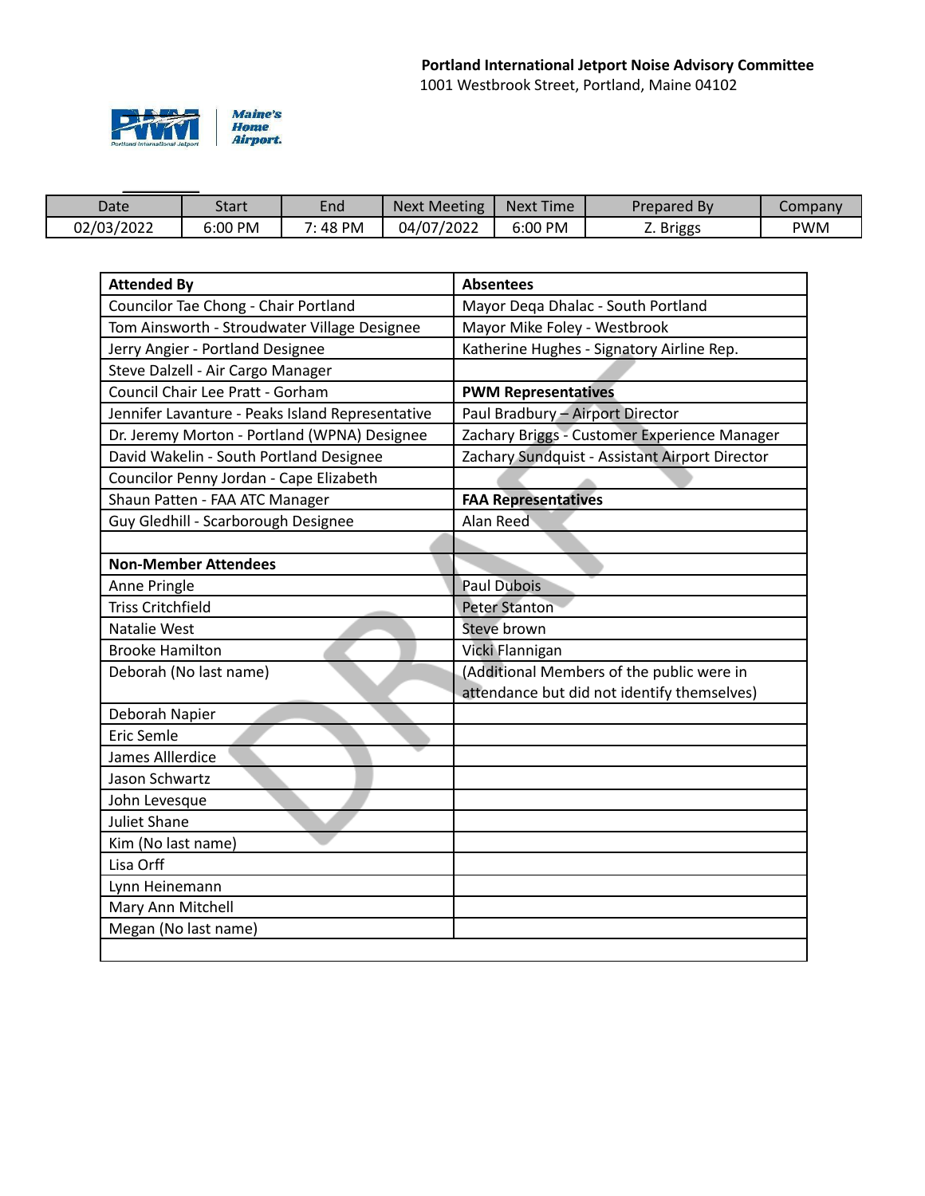**Portland International Jetport Noise Advisory Committee**
1001 Westbrook Street, Portland, Maine 04102

Maine's Home Airport.

| Date | Start | End | Next Meeting | Next Time | Prepared By | Company |
|---|---|---|---|---|---|---|
| 02/03/2022 | 6:00 PM | 7: 48 PM | 04/07/2022 | 6:00 PM | Z. Briggs | PWM |

| **Attended By** | **Absentees** |
|---|---|
| Councilor Tae Chong - Chair Portland | Mayor Deqa Dhalac - South Portland |
| Tom Ainsworth - Stroudwater Village Designee | Mayor Mike Foley - Westbrook |
| Jerry Angier - Portland Designee | Katherine Hughes - Signatory Airline Rep. |
| Steve Dalzell - Air Cargo Manager | |
| Council Chair Lee Pratt - Gorham | **PWM Representatives** |
| Jennifer Lavanture - Peaks Island Representative | Paul Bradbury – Airport Director |
| Dr. Jeremy Morton - Portland (WPNA) Designee | Zachary Briggs - Customer Experience Manager |
| David Wakelin - South Portland Designee | Zachary Sundquist - Assistant Airport Director |
| Councilor Penny Jordan - Cape Elizabeth | |
| Shaun Patten - FAA ATC Manager | **FAA Representatives** |
| Guy Gledhill - Scarborough Designee | Alan Reed |
| | |
| **Non-Member Attendees** | |
| Anne Pringle | Paul Dubois |
| Triss Critchfield | Peter Stanton |
| Natalie West | Steve brown |
| Brooke Hamilton | Vicki Flannigan |
| Deborah (No last name) | (Additional Members of the public were in attendance but did not identify themselves) |
| Deborah Napier | |
| Eric Semle | |
| James Alllerdice | |
| Jason Schwartz | |
| John Levesque | |
| Juliet Shane | |
| Kim (No last name) | |
| Lisa Orff | |
| Lynn Heinemann | |
| Mary Ann Mitchell | |
| Megan (No last name) | |
| | |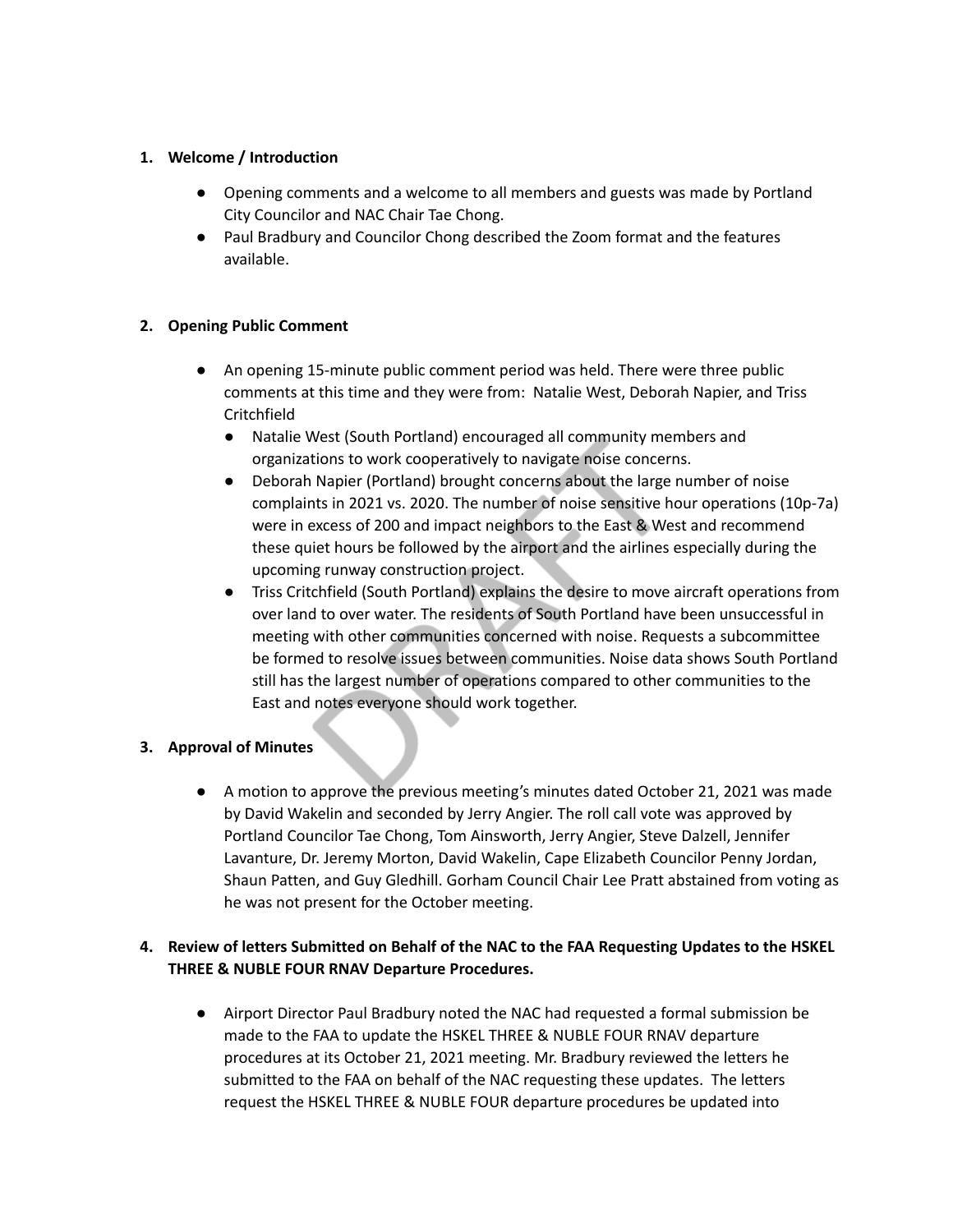1. **Welcome / Introduction**

    - Opening comments and a welcome to all members and guests was made by Portland City Councilor and NAC Chair Tae Chong.
    - Paul Bradbury and Councilor Chong described the Zoom format and the features available.

2. **Opening Public Comment**

    - An opening 15-minute public comment period was held. There were three public comments at this time and they were from: Natalie West, Deborah Napier, and Triss Critchfield
        - Natalie West (South Portland) encouraged all community members and organizations to work cooperatively to navigate noise concerns.
        - Deborah Napier (Portland) brought concerns about the large number of noise complaints in 2021 vs. 2020. The number of noise sensitive hour operations (10p-7a) were in excess of 200 and impact neighbors to the East & West and recommend these quiet hours be followed by the airport and the airlines especially during the upcoming runway construction project.
        - Triss Critchfield (South Portland) explains the desire to move aircraft operations from over land to over water. The residents of South Portland have been unsuccessful in meeting with other communities concerned with noise. Requests a subcommittee be formed to resolve issues between communities. Noise data shows South Portland still has the largest number of operations compared to other communities to the East and notes everyone should work together.

3. **Approval of Minutes**

    - A motion to approve the previous meeting's minutes dated October 21, 2021 was made by David Wakelin and seconded by Jerry Angier. The roll call vote was approved by Portland Councilor Tae Chong, Tom Ainsworth, Jerry Angier, Steve Dalzell, Jennifer Lavanture, Dr. Jeremy Morton, David Wakelin, Cape Elizabeth Councilor Penny Jordan, Shaun Patten, and Guy Gledhill. Gorham Council Chair Lee Pratt abstained from voting as he was not present for the October meeting.

4. **Review of letters Submitted on Behalf of the NAC to the FAA Requesting Updates to the HSKEL THREE & NUBLE FOUR RNAV Departure Procedures.**

    - Airport Director Paul Bradbury noted the NAC had requested a formal submission be made to the FAA to update the HSKEL THREE & NUBLE FOUR RNAV departure procedures at its October 21, 2021 meeting. Mr. Bradbury reviewed the letters he submitted to the FAA on behalf of the NAC requesting these updates. The letters request the HSKEL THREE & NUBLE FOUR departure procedures be updated into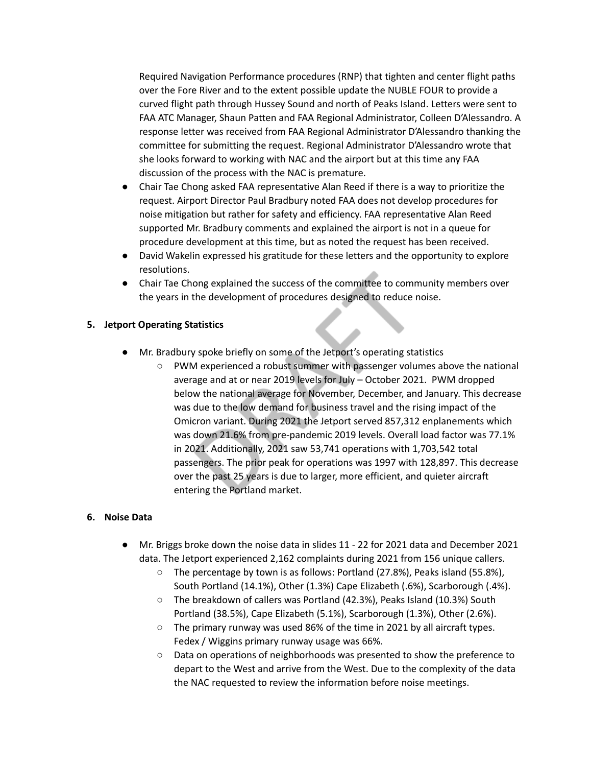Required Navigation Performance procedures (RNP) that tighten and center flight paths over the Fore River and to the extent possible update the NUBLE FOUR to provide a curved flight path through Hussey Sound and north of Peaks Island. Letters were sent to FAA ATC Manager, Shaun Patten and FAA Regional Administrator, Colleen D'Alessandro. A response letter was received from FAA Regional Administrator D'Alessandro thanking the committee for submitting the request. Regional Administrator D'Alessandro wrote that she looks forward to working with NAC and the airport but at this time any FAA discussion of the process with the NAC is premature.

- Chair Tae Chong asked FAA representative Alan Reed if there is a way to prioritize the request. Airport Director Paul Bradbury noted FAA does not develop procedures for noise mitigation but rather for safety and efficiency. FAA representative Alan Reed supported Mr. Bradbury comments and explained the airport is not in a queue for procedure development at this time, but as noted the request has been received.
- David Wakelin expressed his gratitude for these letters and the opportunity to explore resolutions.
- Chair Tae Chong explained the success of the committee to community members over the years in the development of procedures designed to reduce noise.

**5. Jetport Operating Statistics**

- Mr. Bradbury spoke briefly on some of the Jetport's operating statistics
  - PWM experienced a robust summer with passenger volumes above the national average and at or near 2019 levels for July – October 2021. PWM dropped below the national average for November, December, and January. This decrease was due to the low demand for business travel and the rising impact of the Omicron variant. During 2021 the Jetport served 857,312 enplanements which was down 21.6% from pre-pandemic 2019 levels. Overall load factor was 77.1% in 2021. Additionally, 2021 saw 53,741 operations with 1,703,542 total passengers. The prior peak for operations was 1997 with 128,897. This decrease over the past 25 years is due to larger, more efficient, and quieter aircraft entering the Portland market.

**6. Noise Data**

- Mr. Briggs broke down the noise data in slides 11 - 22 for 2021 data and December 2021 data. The Jetport experienced 2,162 complaints during 2021 from 156 unique callers.
  - The percentage by town is as follows: Portland (27.8%), Peaks island (55.8%), South Portland (14.1%), Other (1.3%) Cape Elizabeth (.6%), Scarborough (.4%).
  - The breakdown of callers was Portland (42.3%), Peaks Island (10.3%) South Portland (38.5%), Cape Elizabeth (5.1%), Scarborough (1.3%), Other (2.6%).
  - The primary runway was used 86% of the time in 2021 by all aircraft types. Fedex / Wiggins primary runway usage was 66%.
  - Data on operations of neighborhoods was presented to show the preference to depart to the West and arrive from the West. Due to the complexity of the data the NAC requested to review the information before noise meetings.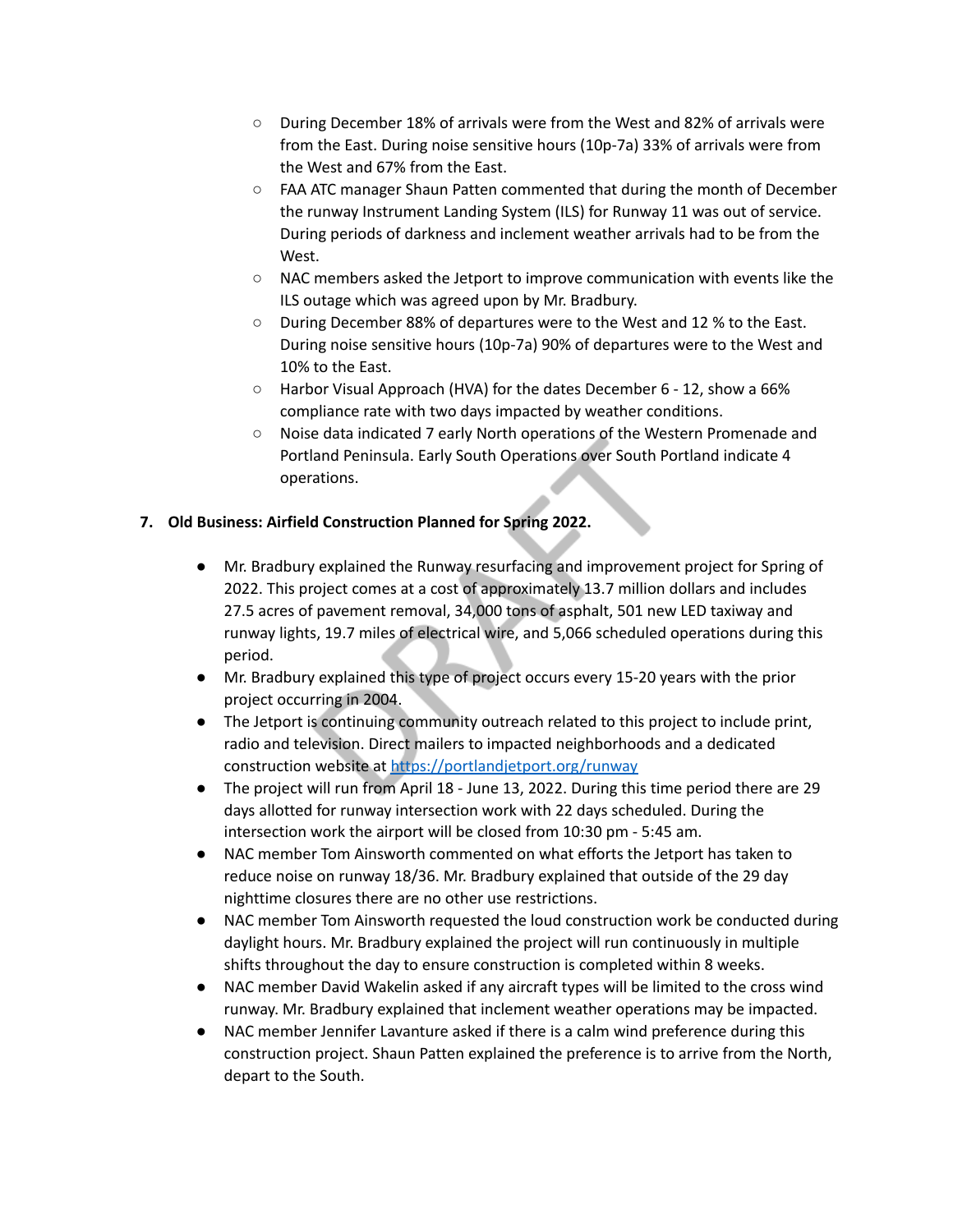- During December 18% of arrivals were from the West and 82% of arrivals were from the East. During noise sensitive hours (10p-7a) 33% of arrivals were from the West and 67% from the East.
  - FAA ATC manager Shaun Patten commented that during the month of December the runway Instrument Landing System (ILS) for Runway 11 was out of service. During periods of darkness and inclement weather arrivals had to be from the West.
  - NAC members asked the Jetport to improve communication with events like the ILS outage which was agreed upon by Mr. Bradbury.
  - During December 88% of departures were to the West and 12 % to the East. During noise sensitive hours (10p-7a) 90% of departures were to the West and 10% to the East.
  - Harbor Visual Approach (HVA) for the dates December 6 - 12, show a 66% compliance rate with two days impacted by weather conditions.
  - Noise data indicated 7 early North operations of the Western Promenade and Portland Peninsula. Early South Operations over South Portland indicate 4 operations.

**7. Old Business: Airfield Construction Planned for Spring 2022.**

- Mr. Bradbury explained the Runway resurfacing and improvement project for Spring of 2022. This project comes at a cost of approximately 13.7 million dollars and includes 27.5 acres of pavement removal, 34,000 tons of asphalt, 501 new LED taxiway and runway lights, 19.7 miles of electrical wire, and 5,066 scheduled operations during this period.
- Mr. Bradbury explained this type of project occurs every 15-20 years with the prior project occurring in 2004.
- The Jetport is continuing community outreach related to this project to include print, radio and television. Direct mailers to impacted neighborhoods and a dedicated construction website at [https://portlandjetport.org/runway](https://portlandjetport.org/runway)
- The project will run from April 18 - June 13, 2022. During this time period there are 29 days allotted for runway intersection work with 22 days scheduled. During the intersection work the airport will be closed from 10:30 pm - 5:45 am.
- NAC member Tom Ainsworth commented on what efforts the Jetport has taken to reduce noise on runway 18/36. Mr. Bradbury explained that outside of the 29 day nighttime closures there are no other use restrictions.
- NAC member Tom Ainsworth requested the loud construction work be conducted during daylight hours. Mr. Bradbury explained the project will run continuously in multiple shifts throughout the day to ensure construction is completed within 8 weeks.
- NAC member David Wakelin asked if any aircraft types will be limited to the cross wind runway. Mr. Bradbury explained that inclement weather operations may be impacted.
- NAC member Jennifer Lavanture asked if there is a calm wind preference during this construction project. Shaun Patten explained the preference is to arrive from the North, depart to the South.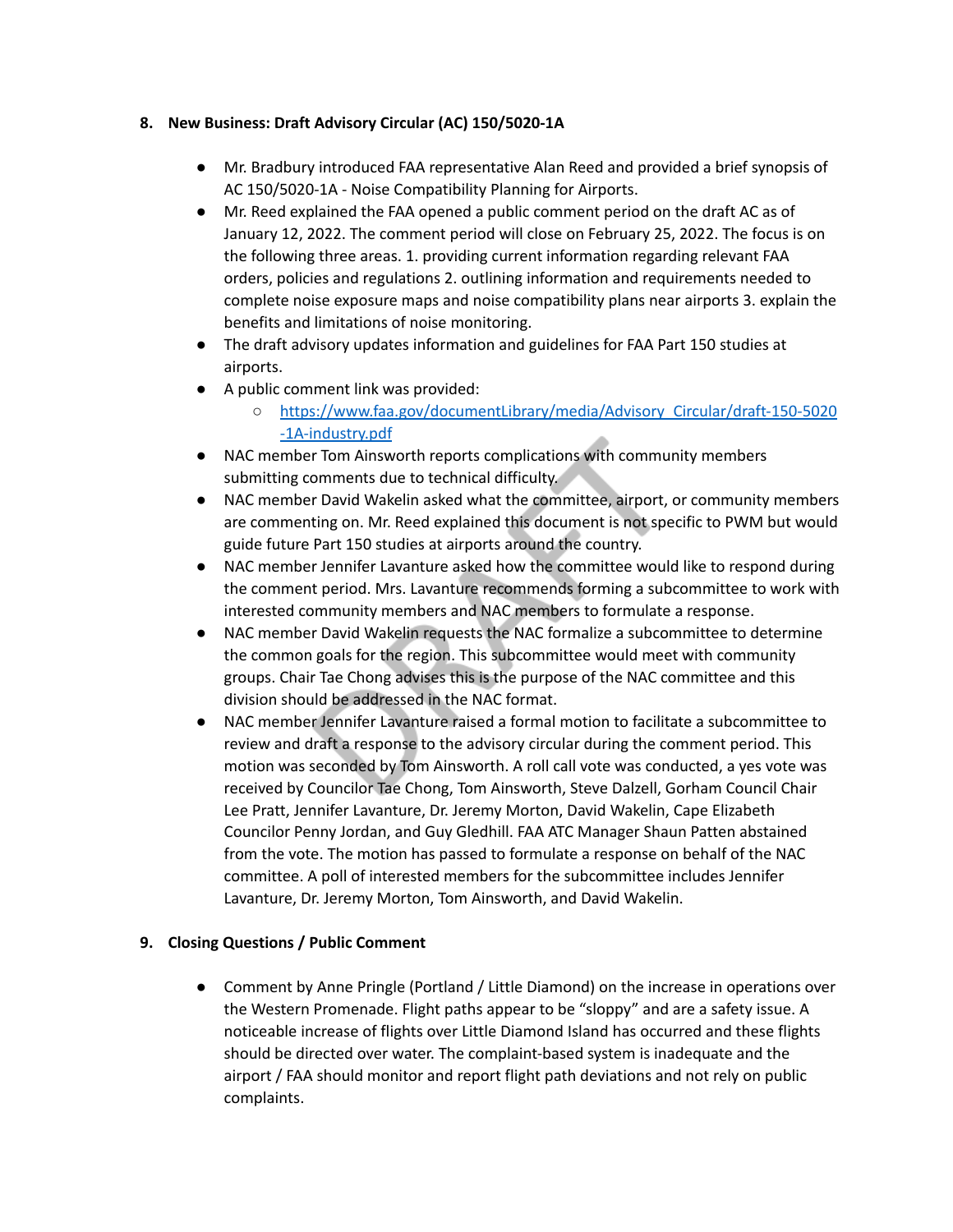## 8. New Business: Draft Advisory Circular (AC) 150/5020-1A

- Mr. Bradbury introduced FAA representative Alan Reed and provided a brief synopsis of AC 150/5020-1A - Noise Compatibility Planning for Airports.
- Mr. Reed explained the FAA opened a public comment period on the draft AC as of January 12, 2022. The comment period will close on February 25, 2022. The focus is on the following three areas. 1. providing current information regarding relevant FAA orders, policies and regulations 2. outlining information and requirements needed to complete noise exposure maps and noise compatibility plans near airports 3. explain the benefits and limitations of noise monitoring.
- The draft advisory updates information and guidelines for FAA Part 150 studies at airports.
- A public comment link was provided:
  - https://www.faa.gov/documentLibrary/media/Advisory_Circular/draft-150-5020-1A-industry.pdf
- NAC member Tom Ainsworth reports complications with community members submitting comments due to technical difficulty.
- NAC member David Wakelin asked what the committee, airport, or community members are commenting on. Mr. Reed explained this document is not specific to PWM but would guide future Part 150 studies at airports around the country.
- NAC member Jennifer Lavanture asked how the committee would like to respond during the comment period. Mrs. Lavanture recommends forming a subcommittee to work with interested community members and NAC members to formulate a response.
- NAC member David Wakelin requests the NAC formalize a subcommittee to determine the common goals for the region. This subcommittee would meet with community groups. Chair Tae Chong advises this is the purpose of the NAC committee and this division should be addressed in the NAC format.
- NAC member Jennifer Lavanture raised a formal motion to facilitate a subcommittee to review and draft a response to the advisory circular during the comment period. This motion was seconded by Tom Ainsworth. A roll call vote was conducted, a yes vote was received by Councilor Tae Chong, Tom Ainsworth, Steve Dalzell, Gorham Council Chair Lee Pratt, Jennifer Lavanture, Dr. Jeremy Morton, David Wakelin, Cape Elizabeth Councilor Penny Jordan, and Guy Gledhill. FAA ATC Manager Shaun Patten abstained from the vote. The motion has passed to formulate a response on behalf of the NAC committee. A poll of interested members for the subcommittee includes Jennifer Lavanture, Dr. Jeremy Morton, Tom Ainsworth, and David Wakelin.

## 9. Closing Questions / Public Comment

- Comment by Anne Pringle (Portland / Little Diamond) on the increase in operations over the Western Promenade. Flight paths appear to be "sloppy" and are a safety issue. A noticeable increase of flights over Little Diamond Island has occurred and these flights should be directed over water. The complaint-based system is inadequate and the airport / FAA should monitor and report flight path deviations and not rely on public complaints.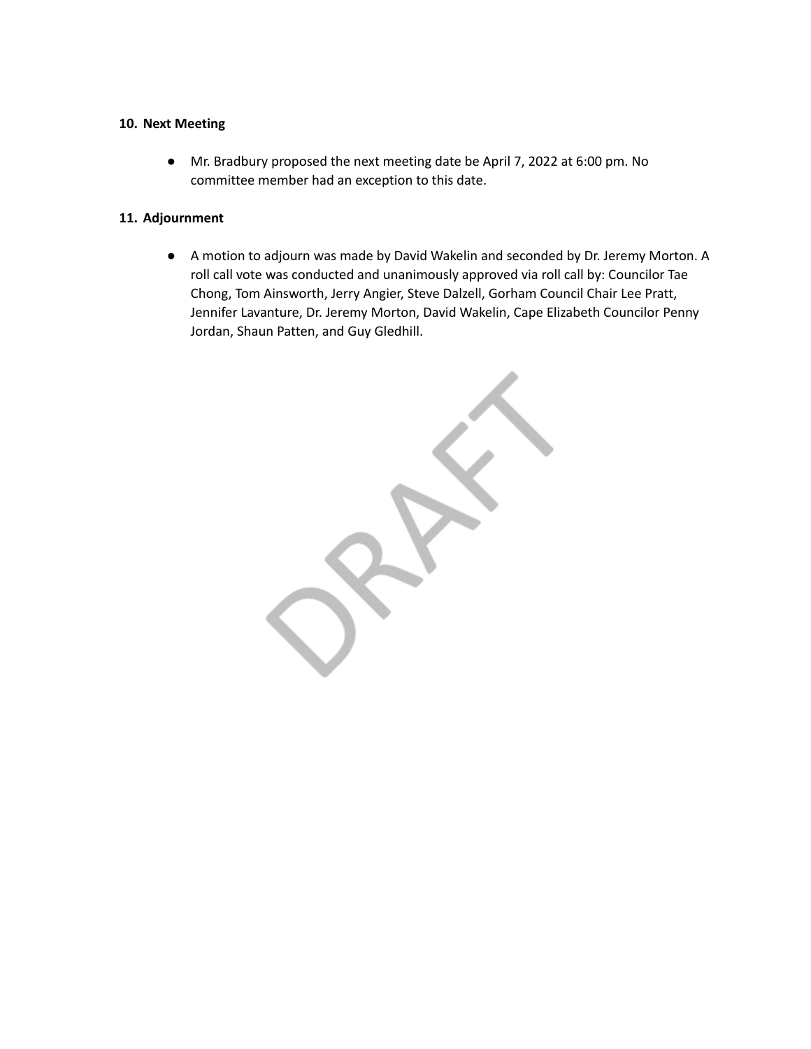**10. Next Meeting**

- Mr. Bradbury proposed the next meeting date be April 7, 2022 at 6:00 pm. No committee member had an exception to this date.

**11. Adjournment**

- A motion to adjourn was made by David Wakelin and seconded by Dr. Jeremy Morton. A roll call vote was conducted and unanimously approved via roll call by: Councilor Tae Chong, Tom Ainsworth, Jerry Angier, Steve Dalzell, Gorham Council Chair Lee Pratt, Jennifer Lavanture, Dr. Jeremy Morton, David Wakelin, Cape Elizabeth Councilor Penny Jordan, Shaun Patten, and Guy Gledhill.

DRAFT